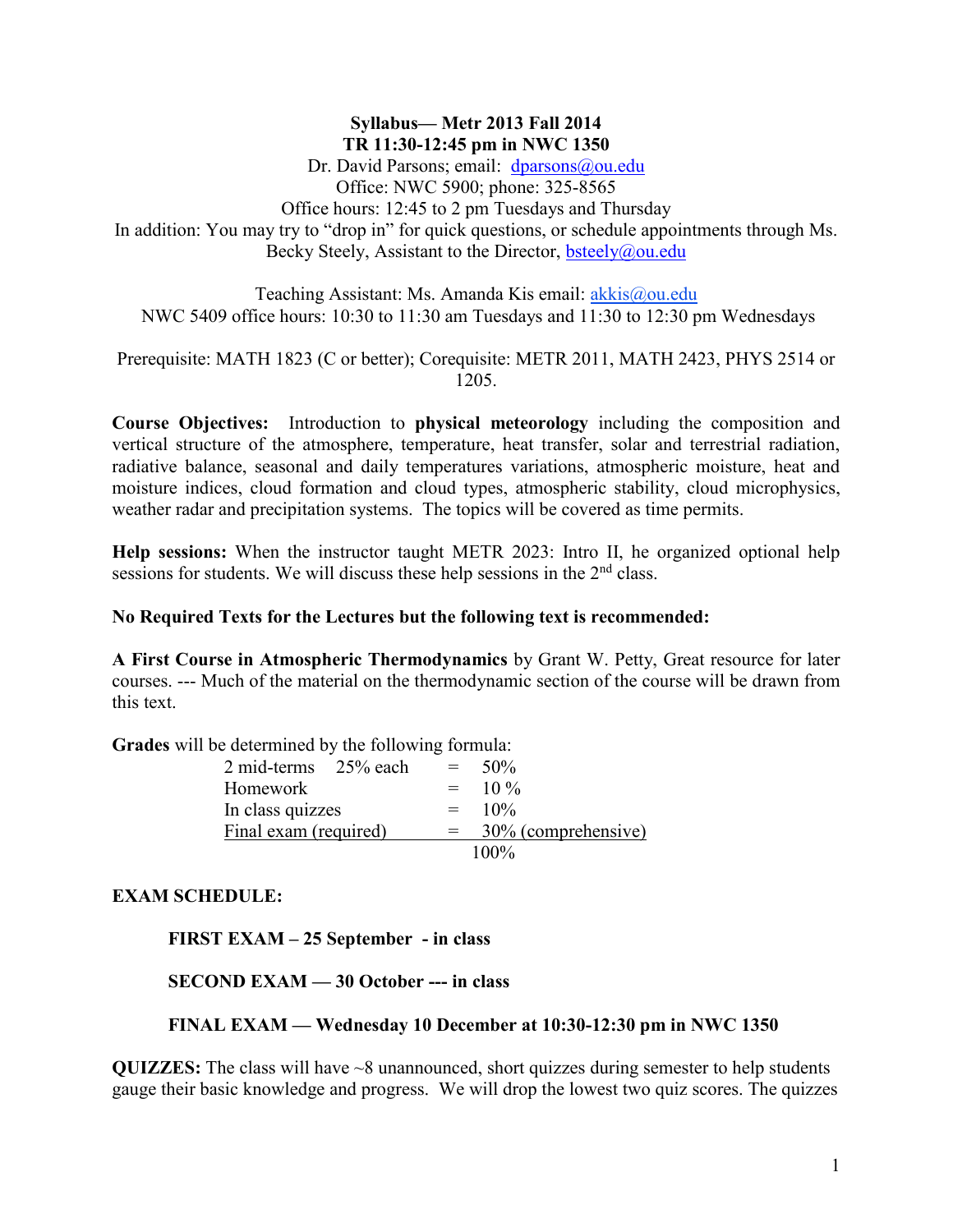**Syllabus— Metr 2013 Fall 2014**
**TR 11:30-12:45 pm in NWC 1350**

Dr. David Parsons; email: dparsons@ou.edu
Office: NWC 5900; phone: 325-8565
Office hours: 12:45 to 2 pm Tuesdays and Thursday
In addition: You may try to "drop in" for quick questions, or schedule appointments through Ms. Becky Steely, Assistant to the Director, bsteely@ou.edu

Teaching Assistant: Ms. Amanda Kis email: akkis@ou.edu
NWC 5409 office hours: 10:30 to 11:30 am Tuesdays and 11:30 to 12:30 pm Wednesdays

Prerequisite: MATH 1823 (C or better); Corequisite: METR 2011, MATH 2423, PHYS 2514 or 1205.

**Course Objectives:** Introduction to **physical meteorology** including the composition and vertical structure of the atmosphere, temperature, heat transfer, solar and terrestrial radiation, radiative balance, seasonal and daily temperatures variations, atmospheric moisture, heat and moisture indices, cloud formation and cloud types, atmospheric stability, cloud microphysics, weather radar and precipitation systems. The topics will be covered as time permits.

**Help sessions:** When the instructor taught METR 2023: Intro II, he organized optional help sessions for students. We will discuss these help sessions in the 2nd class.

**No Required Texts for the Lectures but the following text is recommended:**

**A First Course in Atmospheric Thermodynamics** by Grant W. Petty, Great resource for later courses. --- Much of the material on the thermodynamic section of the course will be drawn from this text.

**Grades** will be determined by the following formula:

| | | | |
|---|---|---|---|
| 2 mid-terms | 25% each | = | 50% |
| Homework | | = | 10 % |
| In class quizzes | | = | 10% |
| Final exam (required) | | = | 30% (comprehensive) |
| | | | 100% |

**EXAM SCHEDULE:**

**FIRST EXAM – 25 September - in class**

**SECOND EXAM — 30 October --- in class**

**FINAL EXAM — Wednesday 10 December at 10:30-12:30 pm in NWC 1350**

**QUIZZES:** The class will have ~8 unannounced, short quizzes during semester to help students gauge their basic knowledge and progress. We will drop the lowest two quiz scores. The quizzes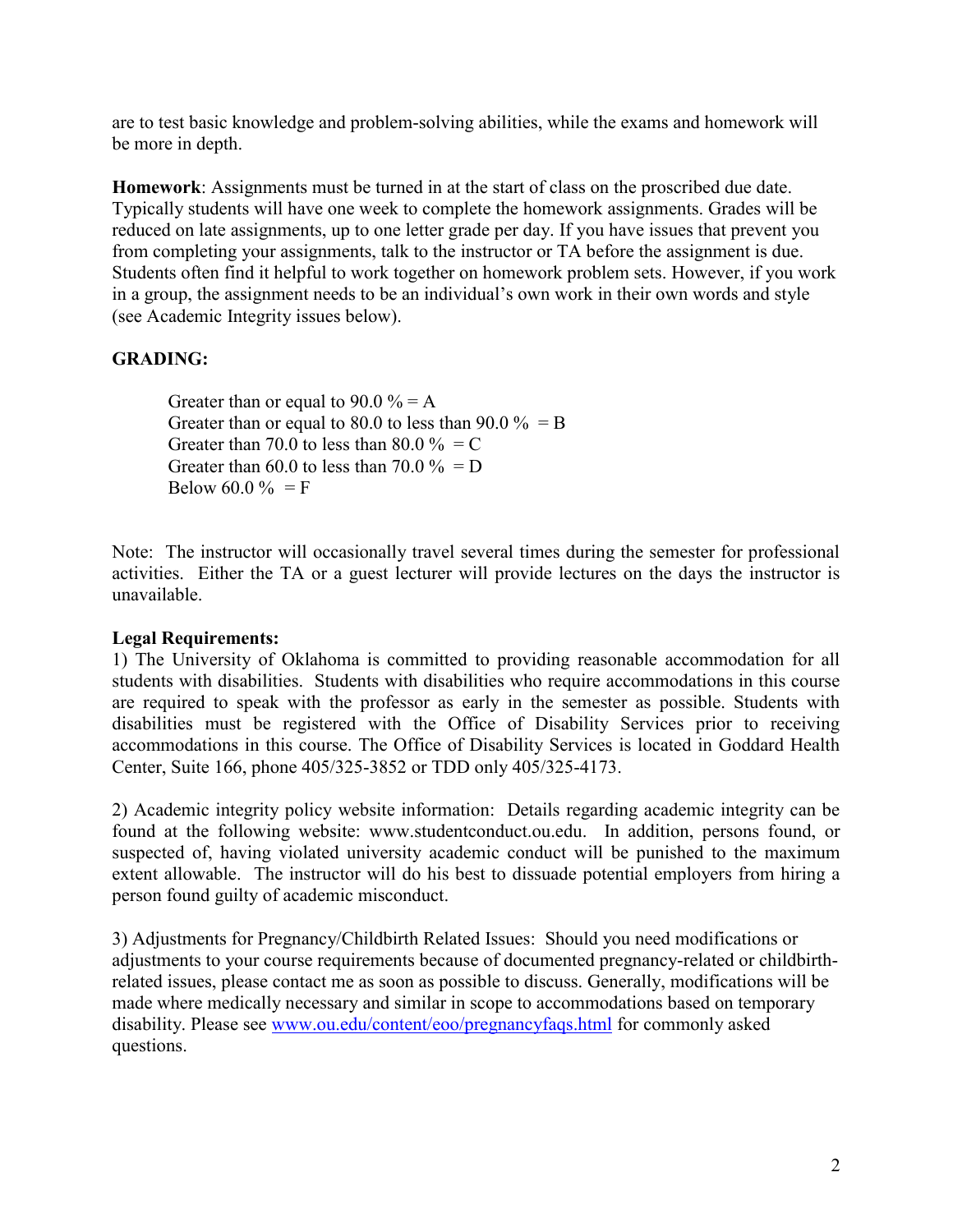are to test basic knowledge and problem-solving abilities, while the exams and homework will be more in depth.

**Homework**: Assignments must be turned in at the start of class on the proscribed due date. Typically students will have one week to complete the homework assignments. Grades will be reduced on late assignments, up to one letter grade per day. If you have issues that prevent you from completing your assignments, talk to the instructor or TA before the assignment is due. Students often find it helpful to work together on homework problem sets. However, if you work in a group, the assignment needs to be an individual's own work in their own words and style (see Academic Integrity issues below).

**GRADING:**

Greater than or equal to 90.0 % = A
Greater than or equal to 80.0 to less than 90.0 % = B
Greater than 70.0 to less than 80.0 % = C
Greater than 60.0 to less than 70.0 % = D
Below 60.0 % = F

Note: The instructor will occasionally travel several times during the semester for professional activities. Either the TA or a guest lecturer will provide lectures on the days the instructor is unavailable.

**Legal Requirements:**

1) The University of Oklahoma is committed to providing reasonable accommodation for all students with disabilities. Students with disabilities who require accommodations in this course are required to speak with the professor as early in the semester as possible. Students with disabilities must be registered with the Office of Disability Services prior to receiving accommodations in this course. The Office of Disability Services is located in Goddard Health Center, Suite 166, phone 405/325-3852 or TDD only 405/325-4173.

2) Academic integrity policy website information: Details regarding academic integrity can be found at the following website: www.studentconduct.ou.edu. In addition, persons found, or suspected of, having violated university academic conduct will be punished to the maximum extent allowable. The instructor will do his best to dissuade potential employers from hiring a person found guilty of academic misconduct.

3) Adjustments for Pregnancy/Childbirth Related Issues: Should you need modifications or adjustments to your course requirements because of documented pregnancy-related or childbirth-related issues, please contact me as soon as possible to discuss. Generally, modifications will be made where medically necessary and similar in scope to accommodations based on temporary disability. Please see www.ou.edu/content/eoo/pregnancyfaqs.html for commonly asked questions.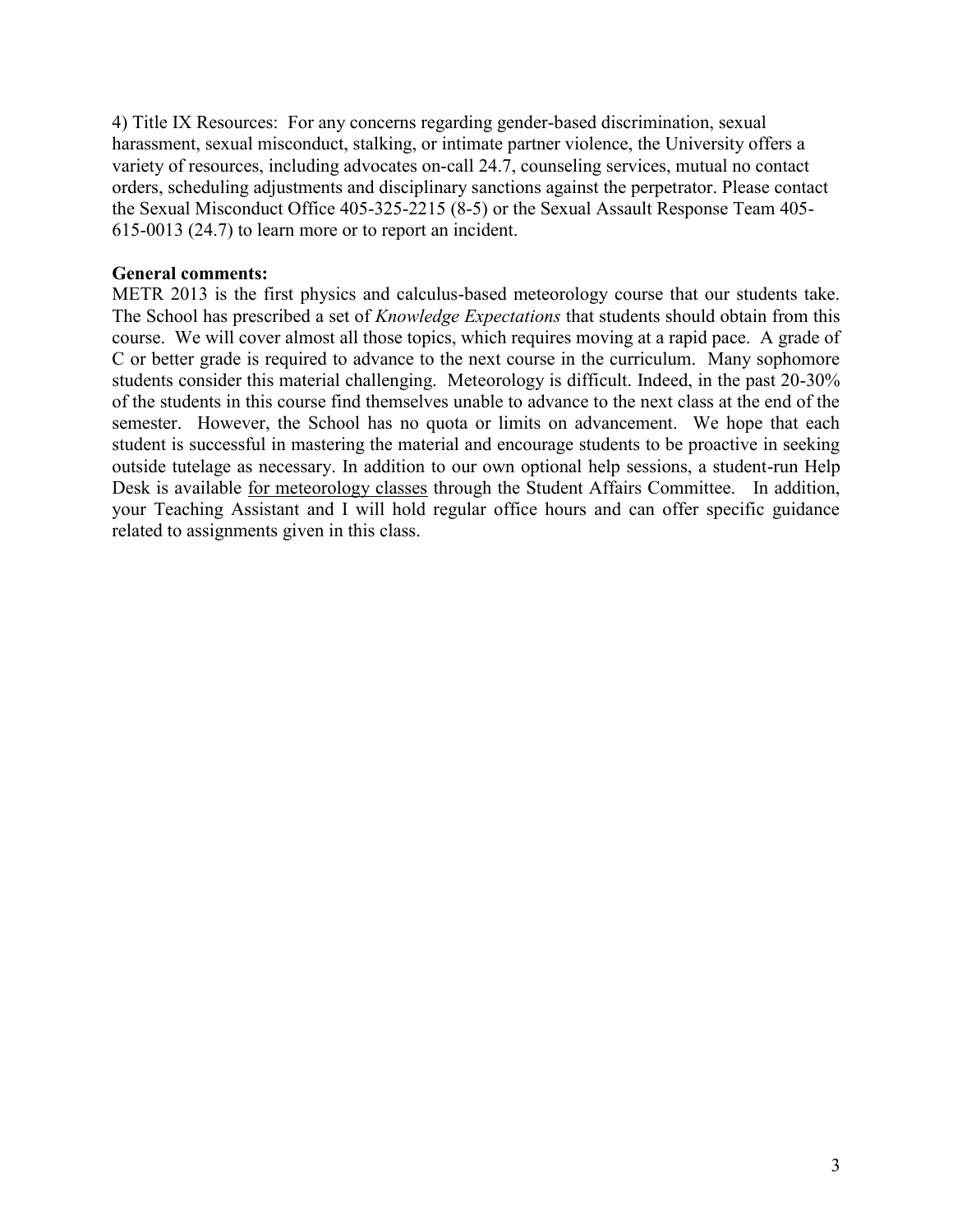4) Title IX Resources: For any concerns regarding gender-based discrimination, sexual harassment, sexual misconduct, stalking, or intimate partner violence, the University offers a variety of resources, including advocates on-call 24.7, counseling services, mutual no contact orders, scheduling adjustments and disciplinary sanctions against the perpetrator. Please contact the Sexual Misconduct Office 405-325-2215 (8-5) or the Sexual Assault Response Team 405-615-0013 (24.7) to learn more or to report an incident.

**General comments:**

METR 2013 is the first physics and calculus-based meteorology course that our students take. The School has prescribed a set of *Knowledge Expectations* that students should obtain from this course. We will cover almost all those topics, which requires moving at a rapid pace. A grade of C or better grade is required to advance to the next course in the curriculum. Many sophomore students consider this material challenging. Meteorology is difficult. Indeed, in the past 20-30% of the students in this course find themselves unable to advance to the next class at the end of the semester. However, the School has no quota or limits on advancement. We hope that each student is successful in mastering the material and encourage students to be proactive in seeking outside tutelage as necessary. In addition to our own optional help sessions, a student-run Help Desk is available for meteorology classes through the Student Affairs Committee. In addition, your Teaching Assistant and I will hold regular office hours and can offer specific guidance related to assignments given in this class.